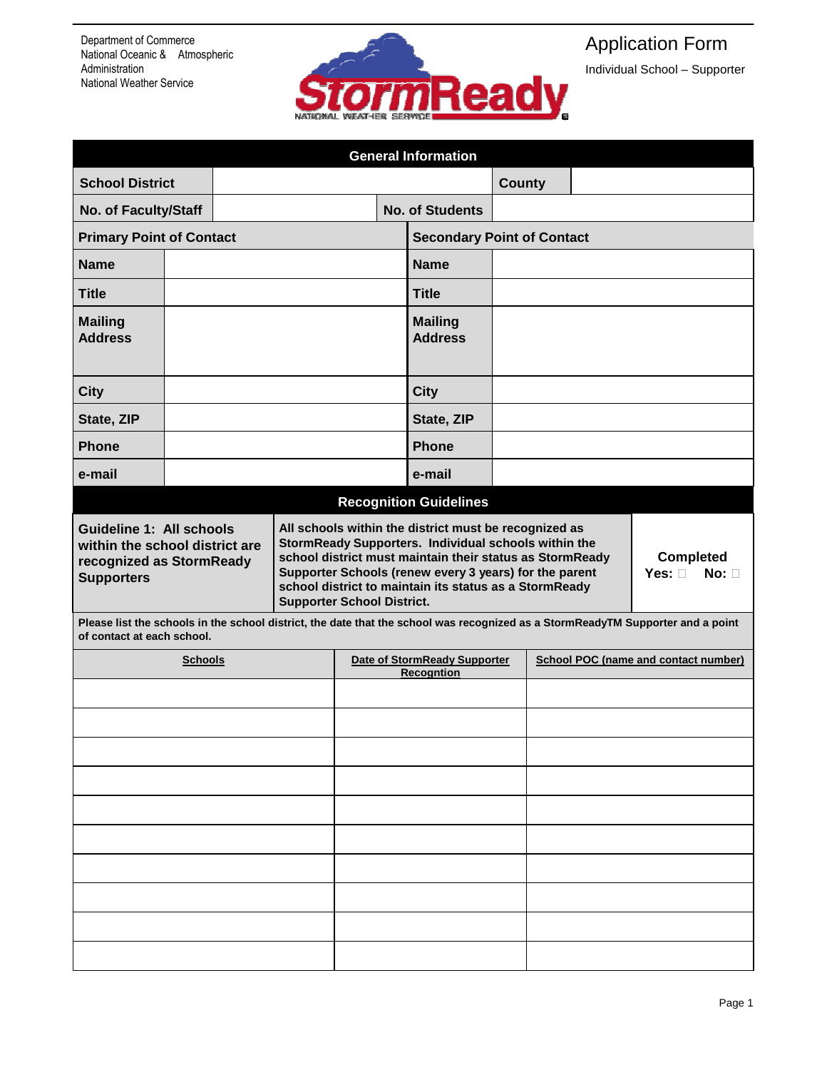Department of Commerce
National Oceanic & Atmospheric Administration
National Weather Service

# Application Form

Individual School – Supporter

## General Information

| School District | | County | |
|---|---|---|---|
| No. of Faculty/Staff | | No. of Students | |

| Primary Point of Contact | | Secondary Point of Contact | |
|---|---|---|---|
| Name | | Name | |
| Title | | Title | |
| Mailing Address | | Mailing Address | |
| City | | City | |
| State, ZIP | | State, ZIP | |
| Phone | | Phone | |
| e-mail | | e-mail | |

## Recognition Guidelines

| Guideline 1: All schools within the school district are recognized as StormReady Supporters | All schools within the district must be recognized as StormReady Supporters. Individual schools within the school district must maintain their status as StormReady Supporter Schools (renew every 3 years) for the parent school district to maintain its status as a StormReady Supporter School District. | Completed<br>Yes: ☐ No: ☐ |
|---|---|---|

**Please list the schools in the school district, the date that the school was recognized as a StormReadyTM Supporter and a point of contact at each school.**

| Schools | Date of StormReady Supporter Recogntion | School POC (name and contact number) |
|---|---|---|
| | | |
| | | |
| | | |
| | | |
| | | |
| | | |
| | | |
| | | |
| | | |
| | | |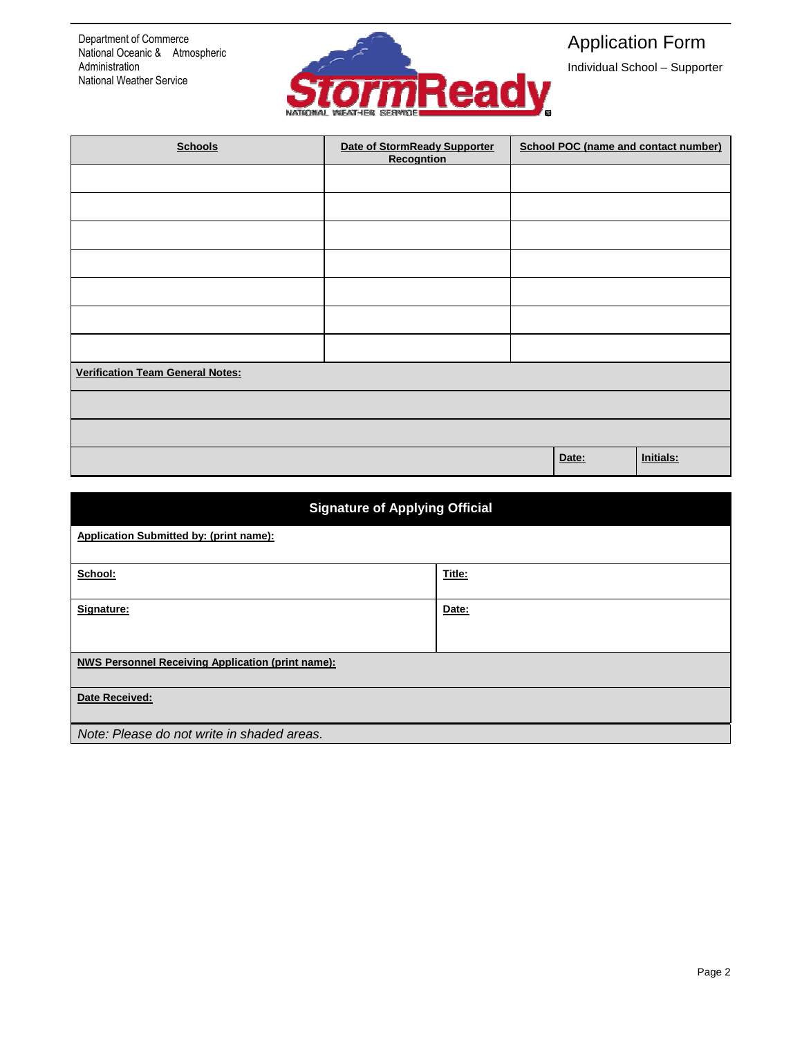Department of Commerce
National Oceanic & Atmospheric Administration
National Weather Service

# Application Form

Individual School – Supporter

| Schools | Date of StormReady Supporter Recogntion | School POC (name and contact number) |
|---|---|---|
| | | |
| | | |
| | | |
| | | |
| | | |
| | | |
| | | |
| **Verification Team General Notes:** | | |
| | | |
| | | |
| | **Date:** | **Initials:** |

## Signature of Applying Official

| | |
|---|---|
| **Application Submitted by: (print name):** | |
| **School:** | **Title:** |
| **Signature:** | **Date:** |
| **NWS Personnel Receiving Application (print name):** | |
| **Date Received:** | |

*Note: Please do not write in shaded areas.*